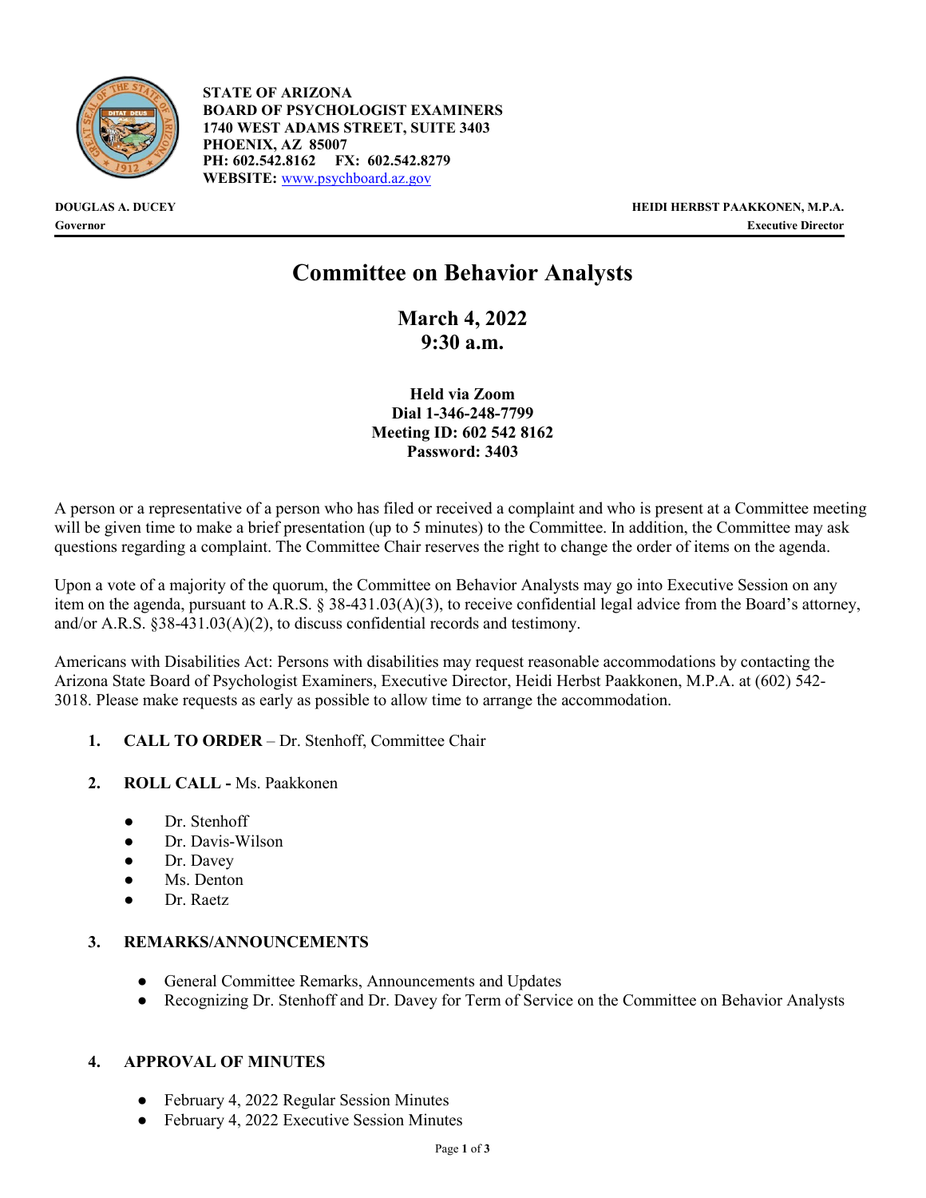**STATE OF ARIZONA**
**BOARD OF PSYCHOLOGIST EXAMINERS**
**1740 WEST ADAMS STREET, SUITE 3403**
**PHOENIX, AZ 85007**
**PH: 602.542.8162 FX: 602.542.8279**
**WEBSITE:** www.psychboard.az.gov

**DOUGLAS A. DUCEY**
**Governor**

**HEIDI HERBST PAAKKONEN, M.P.A.**
**Executive Director**

# Committee on Behavior Analysts

## March 4, 2022
## 9:30 a.m.

**Held via Zoom**
**Dial 1-346-248-7799**
**Meeting ID: 602 542 8162**
**Password: 3403**

A person or a representative of a person who has filed or received a complaint and who is present at a Committee meeting will be given time to make a brief presentation (up to 5 minutes) to the Committee. In addition, the Committee may ask questions regarding a complaint. The Committee Chair reserves the right to change the order of items on the agenda.

Upon a vote of a majority of the quorum, the Committee on Behavior Analysts may go into Executive Session on any item on the agenda, pursuant to A.R.S. § 38-431.03(A)(3), to receive confidential legal advice from the Board's attorney, and/or A.R.S. §38-431.03(A)(2), to discuss confidential records and testimony.

Americans with Disabilities Act: Persons with disabilities may request reasonable accommodations by contacting the Arizona State Board of Psychologist Examiners, Executive Director, Heidi Herbst Paakkonen, M.P.A. at (602) 542-3018. Please make requests as early as possible to allow time to arrange the accommodation.

1. **CALL TO ORDER** – Dr. Stenhoff, Committee Chair

2. **ROLL CALL -** Ms. Paakkonen

   - Dr. Stenhoff
   - Dr. Davis-Wilson
   - Dr. Davey
   - Ms. Denton
   - Dr. Raetz

3. **REMARKS/ANNOUNCEMENTS**

   - General Committee Remarks, Announcements and Updates
   - Recognizing Dr. Stenhoff and Dr. Davey for Term of Service on the Committee on Behavior Analysts

4. **APPROVAL OF MINUTES**

   - February 4, 2022 Regular Session Minutes
   - February 4, 2022 Executive Session Minutes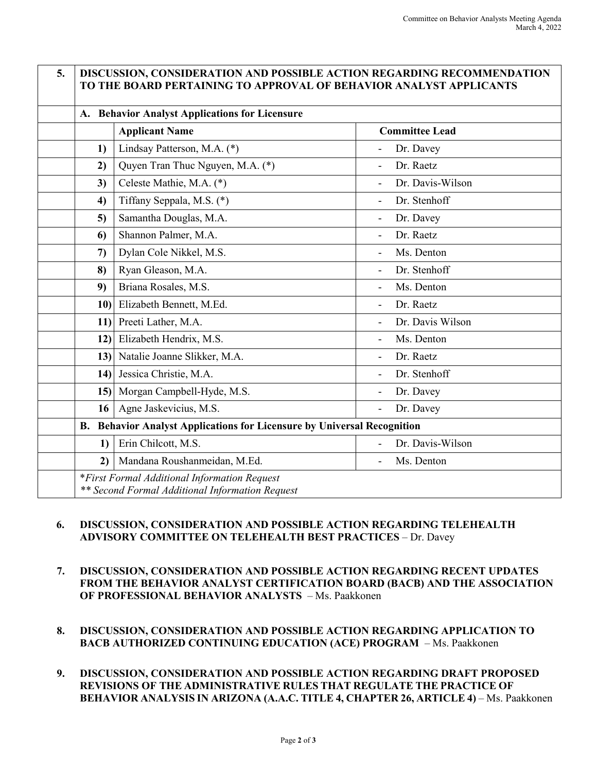| 5. | DISCUSSION, CONSIDERATION AND POSSIBLE ACTION REGARDING RECOMMENDATION TO THE BOARD PERTAINING TO APPROVAL OF BEHAVIOR ANALYST APPLICANTS | | |
|---|---|---|---|
| | **A. Behavior Analyst Applications for Licensure** | | |
| | | **Applicant Name** | **Committee Lead** |
| | **1)** | Lindsay Patterson, M.A. (*) | - Dr. Davey |
| | **2)** | Quyen Tran Thuc Nguyen, M.A. (*) | - Dr. Raetz |
| | **3)** | Celeste Mathie, M.A. (*) | - Dr. Davis-Wilson |
| | **4)** | Tiffany Seppala, M.S. (*) | - Dr. Stenhoff |
| | **5)** | Samantha Douglas, M.A. | - Dr. Davey |
| | **6)** | Shannon Palmer, M.A. | - Dr. Raetz |
| | **7)** | Dylan Cole Nikkel, M.S. | - Ms. Denton |
| | **8)** | Ryan Gleason, M.A. | - Dr. Stenhoff |
| | **9)** | Briana Rosales, M.S. | - Ms. Denton |
| | **10)** | Elizabeth Bennett, M.Ed. | - Dr. Raetz |
| | **11)** | Preeti Lather, M.A. | - Dr. Davis Wilson |
| | **12)** | Elizabeth Hendrix, M.S. | - Ms. Denton |
| | **13)** | Natalie Joanne Slikker, M.A. | - Dr. Raetz |
| | **14)** | Jessica Christie, M.A. | - Dr. Stenhoff |
| | **15)** | Morgan Campbell-Hyde, M.S. | - Dr. Davey |
| | **16** | Agne Jaskevicius, M.S. | - Dr. Davey |
| | **B. Behavior Analyst Applications for Licensure by Universal Recognition** | | |
| | **1)** | Erin Chilcott, M.S. | - Dr. Davis-Wilson |
| | **2)** | Mandana Roushanmeidan, M.Ed. | - Ms. Denton |
| | *\*First Formal Additional Information Request* <br> *\*\* Second Formal Additional Information Request* | | |

**6. DISCUSSION, CONSIDERATION AND POSSIBLE ACTION REGARDING TELEHEALTH ADVISORY COMMITTEE ON TELEHEALTH BEST PRACTICES** – Dr. Davey

**7. DISCUSSION, CONSIDERATION AND POSSIBLE ACTION REGARDING RECENT UPDATES FROM THE BEHAVIOR ANALYST CERTIFICATION BOARD (BACB) AND THE ASSOCIATION OF PROFESSIONAL BEHAVIOR ANALYSTS** – Ms. Paakkonen

**8. DISCUSSION, CONSIDERATION AND POSSIBLE ACTION REGARDING APPLICATION TO BACB AUTHORIZED CONTINUING EDUCATION (ACE) PROGRAM** – Ms. Paakkonen

**9. DISCUSSION, CONSIDERATION AND POSSIBLE ACTION REGARDING DRAFT PROPOSED REVISIONS OF THE ADMINISTRATIVE RULES THAT REGULATE THE PRACTICE OF BEHAVIOR ANALYSIS IN ARIZONA (A.A.C. TITLE 4, CHAPTER 26, ARTICLE 4)** – Ms. Paakkonen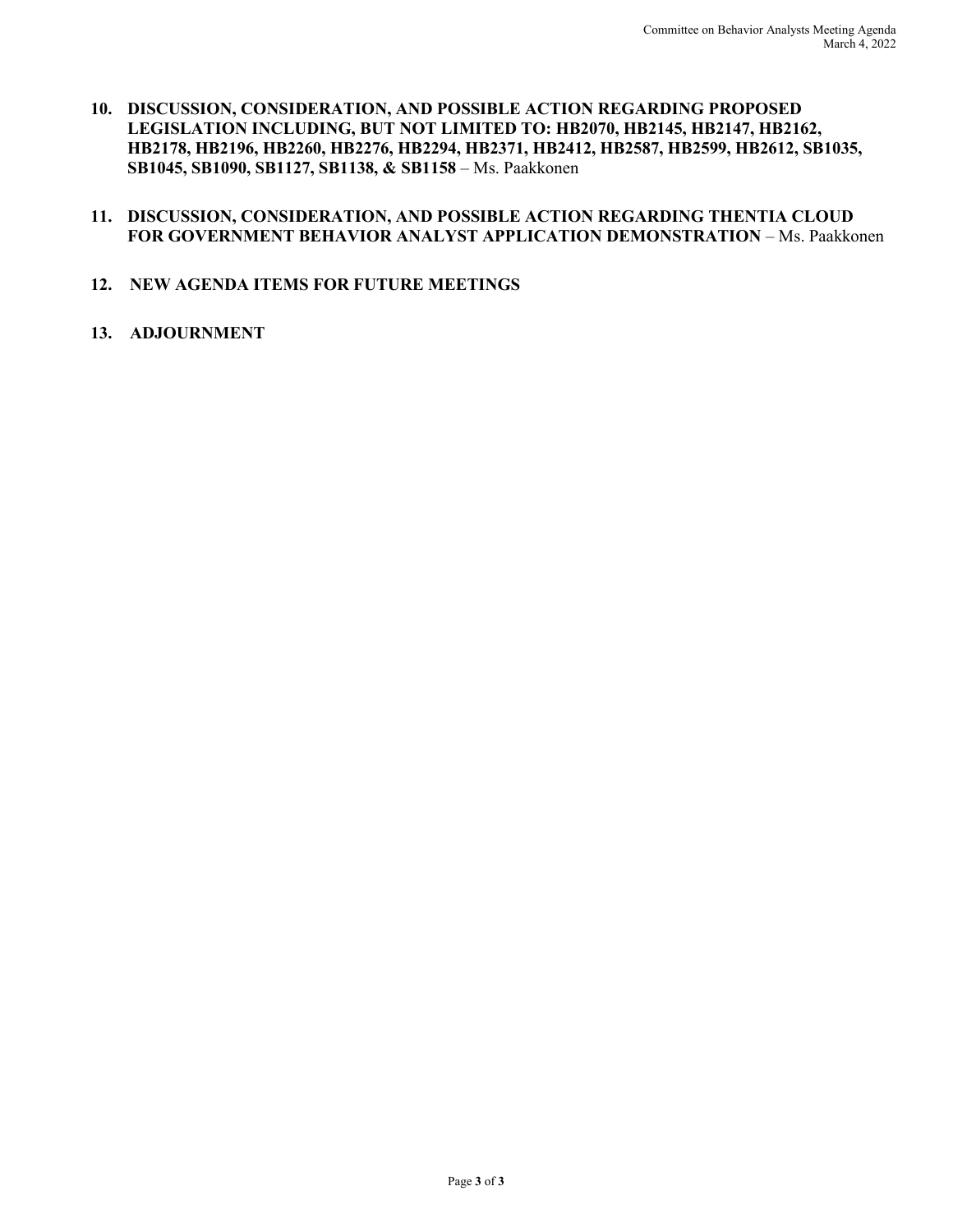10. **DISCUSSION, CONSIDERATION, AND POSSIBLE ACTION REGARDING PROPOSED LEGISLATION INCLUDING, BUT NOT LIMITED TO: HB2070, HB2145, HB2147, HB2162, HB2178, HB2196, HB2260, HB2276, HB2294, HB2371, HB2412, HB2587, HB2599, HB2612, SB1035, SB1045, SB1090, SB1127, SB1138, & SB1158** – Ms. Paakkonen

11. **DISCUSSION, CONSIDERATION, AND POSSIBLE ACTION REGARDING THENTIA CLOUD FOR GOVERNMENT BEHAVIOR ANALYST APPLICATION DEMONSTRATION** – Ms. Paakkonen

12. **NEW AGENDA ITEMS FOR FUTURE MEETINGS**

13. **ADJOURNMENT**